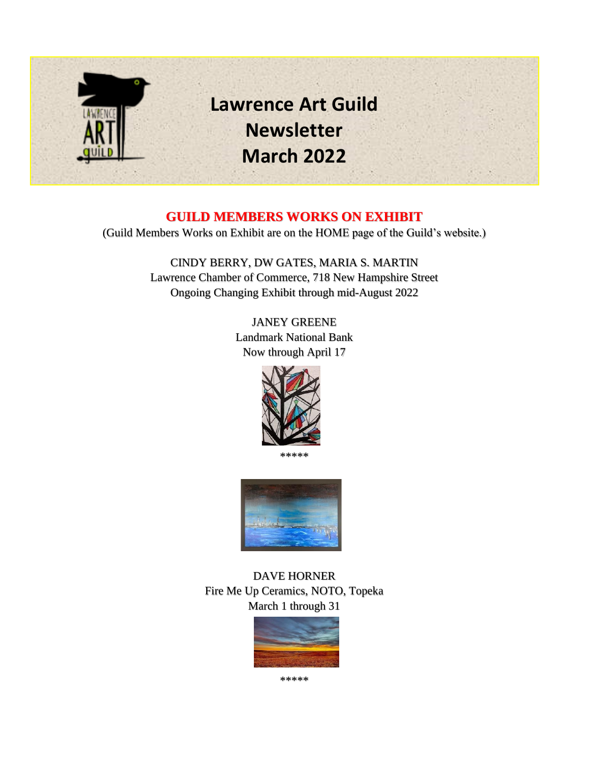# Lawrence Art Guild Newsletter March 2022

## GUILD MEMBERS WORKS ON EXHIBIT

(Guild Members Works on Exhibit are on the HOME page of the Guild's website.)

CINDY BERRY, DW GATES, MARIA S. MARTIN
Lawrence Chamber of Commerce, 718 New Hampshire Street
Ongoing Changing Exhibit through mid-August 2022

JANEY GREENE
Landmark National Bank
Now through April 17

*****

DAVE HORNER
Fire Me Up Ceramics, NOTO, Topeka
March 1 through 31

*****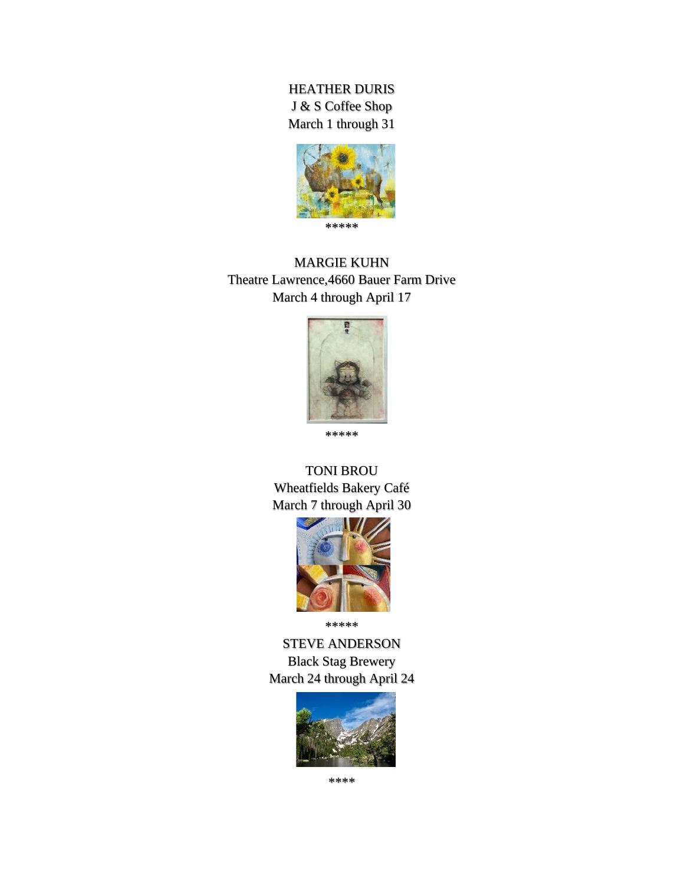HEATHER DURIS
J & S Coffee Shop
March 1 through 31

*****

MARGIE KUHN
Theatre Lawrence,4660 Bauer Farm Drive
March 4 through April 17

*****

TONI BROU
Wheatfields Bakery Café
March 7 through April 30

*****

STEVE ANDERSON
Black Stag Brewery
March 24 through April 24

****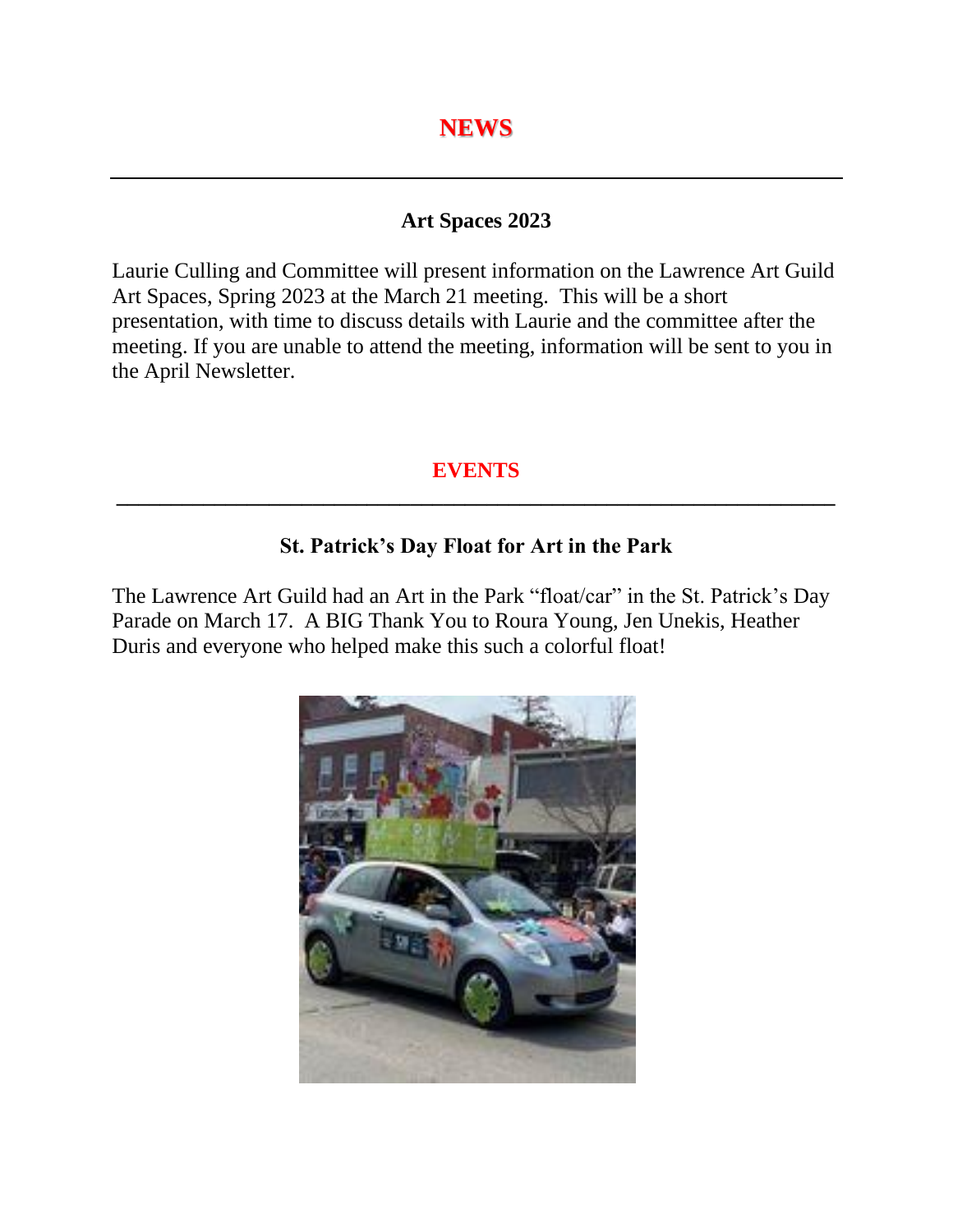# NEWS

---

## Art Spaces 2023

Laurie Culling and Committee will present information on the Lawrence Art Guild Art Spaces, Spring 2023 at the March 21 meeting. This will be a short presentation, with time to discuss details with Laurie and the committee after the meeting. If you are unable to attend the meeting, information will be sent to you in the April Newsletter.

# EVENTS

---

## St. Patrick's Day Float for Art in the Park

The Lawrence Art Guild had an Art in the Park "float/car" in the St. Patrick's Day Parade on March 17. A BIG Thank You to Roura Young, Jen Unekis, Heather Duris and everyone who helped make this such a colorful float!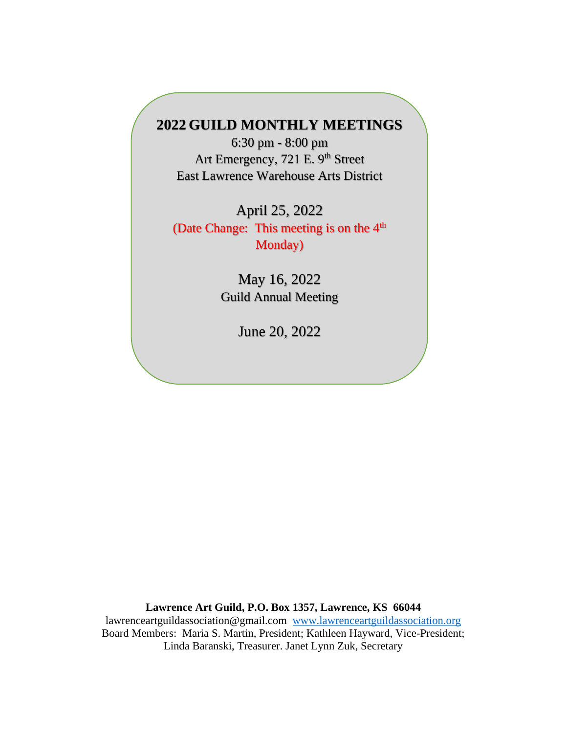## 2022 GUILD MONTHLY MEETINGS

6:30 pm - 8:00 pm
Art Emergency, 721 E. 9th Street
East Lawrence Warehouse Arts District

April 25, 2022
(Date Change: This meeting is on the 4th Monday)

May 16, 2022
Guild Annual Meeting

June 20, 2022

**Lawrence Art Guild, P.O. Box 1357, Lawrence, KS 66044**
lawrenceartguildassociation@gmail.com www.lawrenceartguildassociation.org
Board Members: Maria S. Martin, President; Kathleen Hayward, Vice-President; Linda Baranski, Treasurer. Janet Lynn Zuk, Secretary